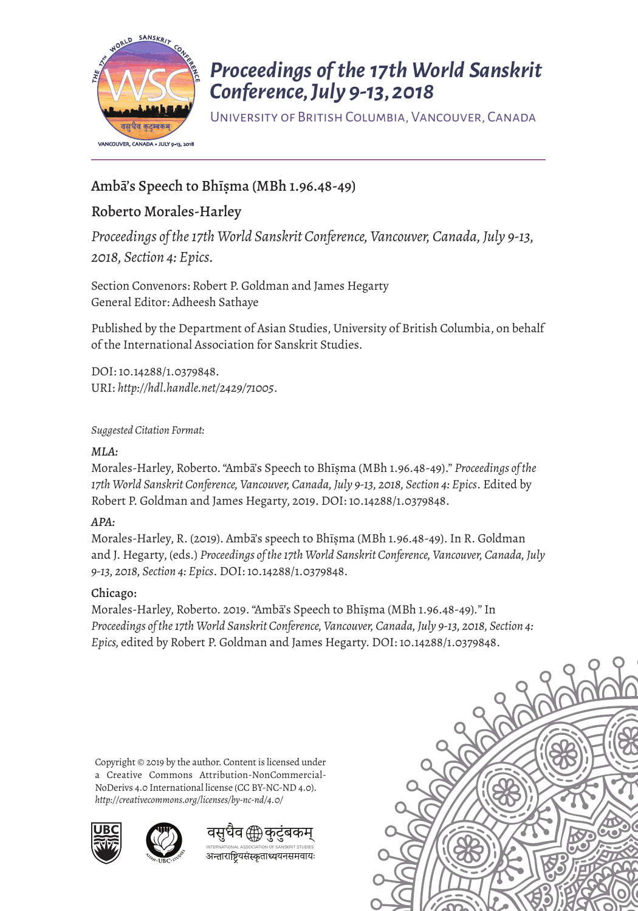# Proceedings of the 17th World Sanskrit Conference, July 9-13, 2018

University of British Columbia, Vancouver, Canada

## Ambā's Speech to Bhīṣma (MBh 1.96.48-49)

## Roberto Morales-Harley

*Proceedings of the 17th World Sanskrit Conference, Vancouver, Canada, July 9-13, 2018, Section 4: Epics.*

Section Convenors: Robert P. Goldman and James Hegarty
General Editor: Adheesh Sathaye

Published by the Department of Asian Studies, University of British Columbia, on behalf of the International Association for Sanskrit Studies.

DOI: 10.14288/1.0379848.
URI: *http://hdl.handle.net/2429/71005*.

*Suggested Citation Format:*

*MLA:*
Morales-Harley, Roberto. "Ambā's Speech to Bhīṣma (MBh 1.96.48-49)." *Proceedings of the 17th World Sanskrit Conference, Vancouver, Canada, July 9-13, 2018, Section 4: Epics*. Edited by Robert P. Goldman and James Hegarty, 2019. DOI: 10.14288/1.0379848.

*APA:*
Morales-Harley, R. (2019). Ambā's speech to Bhīṣma (MBh 1.96.48-49). In R. Goldman and J. Hegarty, (eds.) *Proceedings of the 17th World Sanskrit Conference, Vancouver, Canada, July 9-13, 2018, Section 4: Epics*. DOI: 10.14288/1.0379848.

Chicago:
Morales-Harley, Roberto. 2019. "Ambā's Speech to Bhīṣma (MBh 1.96.48-49)." In *Proceedings of the 17th World Sanskrit Conference, Vancouver, Canada, July 9-13, 2018, Section 4: Epics*, edited by Robert P. Goldman and James Hegarty. DOI: 10.14288/1.0379848.

Copyright © 2019 by the author. Content is licensed under a Creative Commons Attribution-NonCommercial-NoDerivs 4.0 International license (CC BY-NC-ND 4.0). *http://creativecommons.org/licenses/by-nc-nd/4.0/*

वसुधैव कुटुंबकम्
INTERNATIONAL ASSOCIATION OF SANSKRIT STUDIES
अन्താराष्ट्रियसंस्कृताध्ययनसमवायः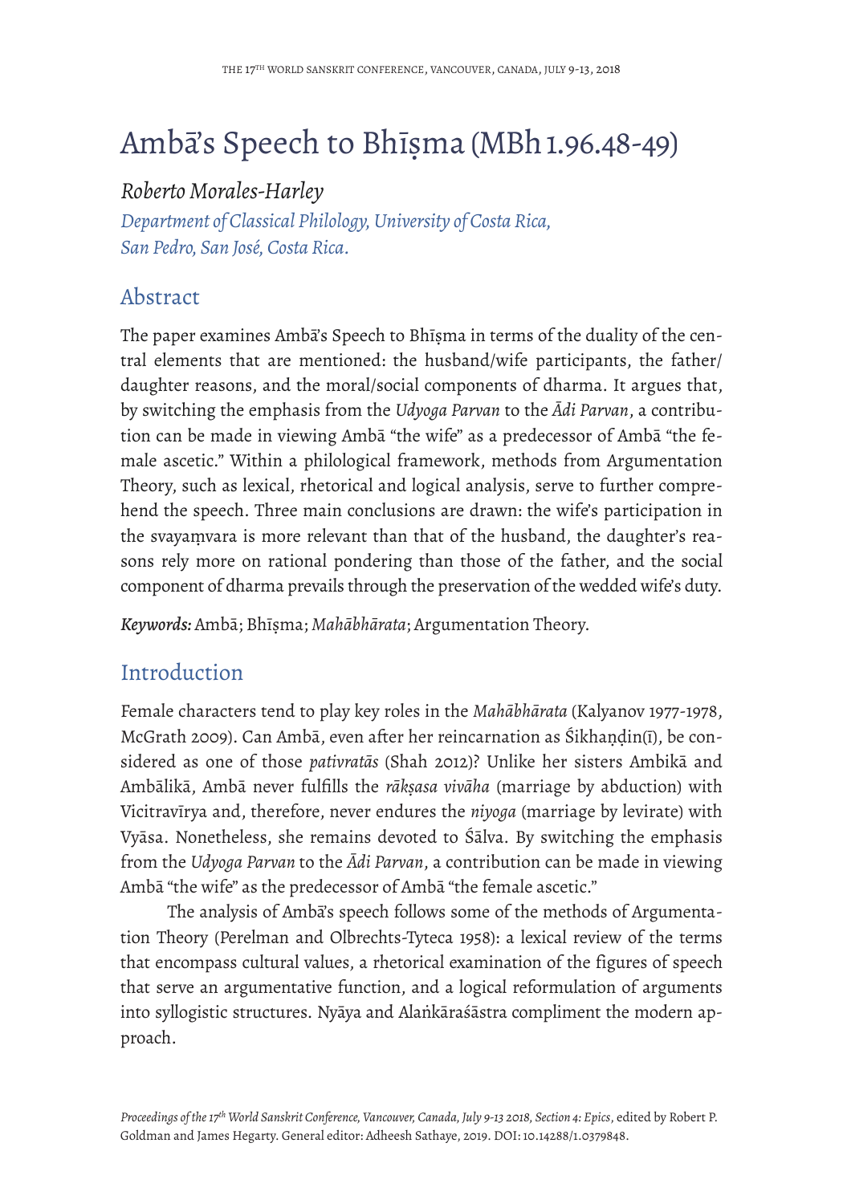# Ambā's Speech to Bhīṣma (MBh 1.96.48-49)

*Roberto Morales-Harley*

*Department of Classical Philology, University of Costa Rica, San Pedro, San José, Costa Rica.*

## Abstract

The paper examines Ambā's Speech to Bhīṣma in terms of the duality of the central elements that are mentioned: the husband/wife participants, the father/daughter reasons, and the moral/social components of dharma. It argues that, by switching the emphasis from the *Udyoga Parvan* to the *Ādi Parvan*, a contribution can be made in viewing Ambā "the wife" as a predecessor of Ambā "the female ascetic." Within a philological framework, methods from Argumentation Theory, such as lexical, rhetorical and logical analysis, serve to further comprehend the speech. Three main conclusions are drawn: the wife's participation in the svayaṃvara is more relevant than that of the husband, the daughter's reasons rely more on rational pondering than those of the father, and the social component of dharma prevails through the preservation of the wedded wife's duty.

***Keywords:*** Ambā; Bhīṣma; *Mahābhārata*; Argumentation Theory.

## Introduction

Female characters tend to play key roles in the *Mahābhārata* (Kalyanov 1977-1978, McGrath 2009). Can Ambā, even after her reincarnation as Śikhaṇḍin(ī), be considered as one of those *pativratās* (Shah 2012)? Unlike her sisters Ambikā and Ambālikā, Ambā never fulfills the *rākṣasa vivāha* (marriage by abduction) with Vicitravīrya and, therefore, never endures the *niyoga* (marriage by levirate) with Vyāsa. Nonetheless, she remains devoted to Śālva. By switching the emphasis from the *Udyoga Parvan* to the *Ādi Parvan*, a contribution can be made in viewing Ambā "the wife" as the predecessor of Ambā "the female ascetic."

The analysis of Ambā's speech follows some of the methods of Argumentation Theory (Perelman and Olbrechts-Tyteca 1958): a lexical review of the terms that encompass cultural values, a rhetorical examination of the figures of speech that serve an argumentative function, and a logical reformulation of arguments into syllogistic structures. Nyāya and Alaṅkāraśāstra compliment the modern approach.

*Proceedings of the 17th World Sanskrit Conference, Vancouver, Canada, July 9-13 2018, Section 4: Epics*, edited by Robert P. Goldman and James Hegarty. General editor: Adheesh Sathaye, 2019. DOI: 10.14288/1.0379848.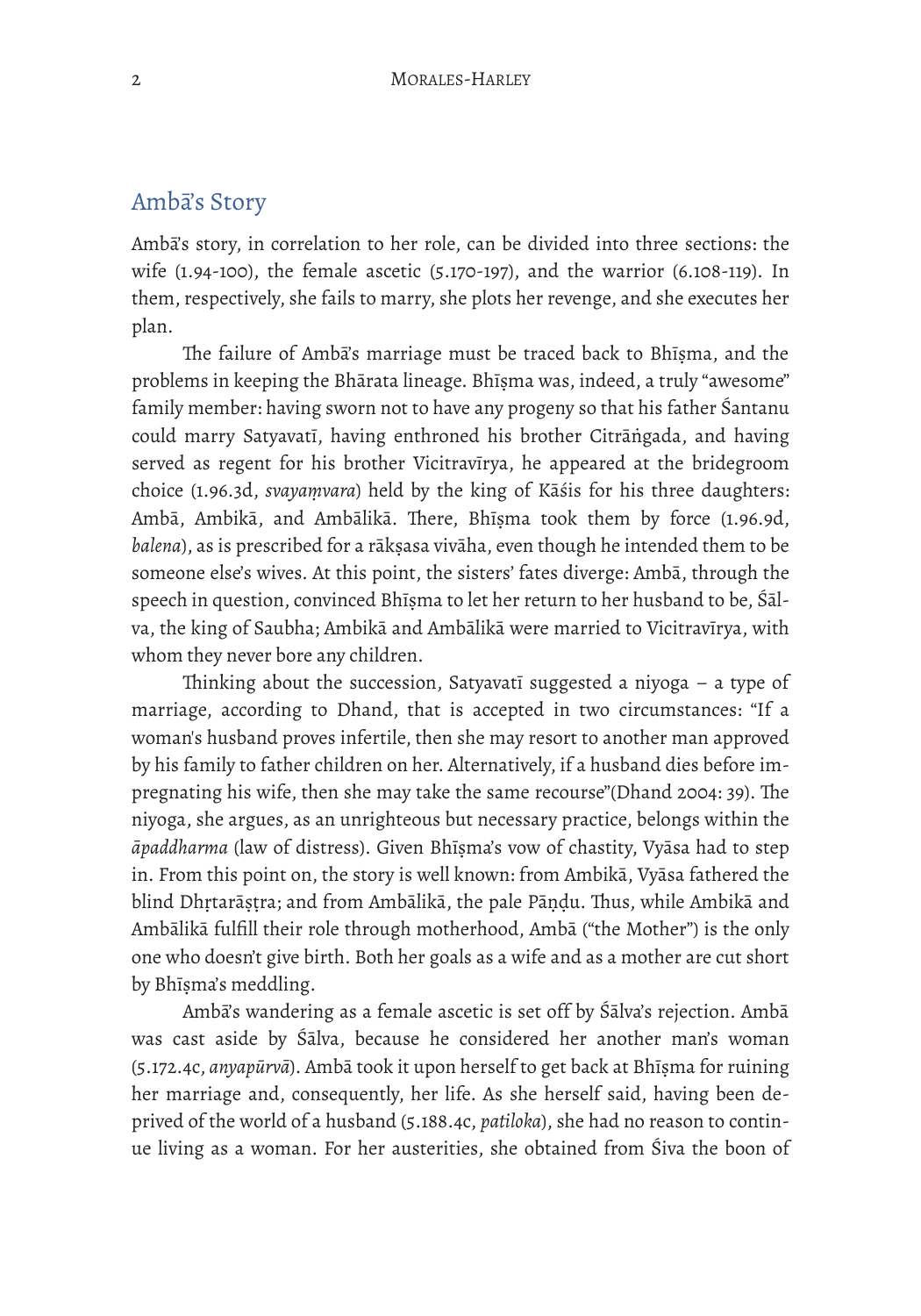## Ambā's Story

Ambā's story, in correlation to her role, can be divided into three sections: the wife (1.94-100), the female ascetic (5.170-197), and the warrior (6.108-119). In them, respectively, she fails to marry, she plots her revenge, and she executes her plan.

The failure of Ambā's marriage must be traced back to Bhīṣma, and the problems in keeping the Bhārata lineage. Bhīṣma was, indeed, a truly "awesome" family member: having sworn not to have any progeny so that his father Śantanu could marry Satyavatī, having enthroned his brother Citrāṅgada, and having served as regent for his brother Vicitravīrya, he appeared at the bridegroom choice (1.96.3d, *svayaṃvara*) held by the king of Kāśis for his three daughters: Ambā, Ambikā, and Ambālikā. There, Bhīṣma took them by force (1.96.9d, *balena*), as is prescribed for a rākṣasa vivāha, even though he intended them to be someone else's wives. At this point, the sisters' fates diverge: Ambā, through the speech in question, convinced Bhīṣma to let her return to her husband to be, Śālva, the king of Saubha; Ambikā and Ambālikā were married to Vicitravīrya, with whom they never bore any children.

Thinking about the succession, Satyavatī suggested a niyoga – a type of marriage, according to Dhand, that is accepted in two circumstances: "If a woman's husband proves infertile, then she may resort to another man approved by his family to father children on her. Alternatively, if a husband dies before impregnating his wife, then she may take the same recourse"(Dhand 2004: 39). The niyoga, she argues, as an unrighteous but necessary practice, belongs within the *āpaddharma* (law of distress). Given Bhīṣma's vow of chastity, Vyāsa had to step in. From this point on, the story is well known: from Ambikā, Vyāsa fathered the blind Dhṛtarāṣṭra; and from Ambālikā, the pale Pāṇḍu. Thus, while Ambikā and Ambālikā fulfill their role through motherhood, Ambā ("the Mother") is the only one who doesn't give birth. Both her goals as a wife and as a mother are cut short by Bhīṣma's meddling.

Ambā's wandering as a female ascetic is set off by Śālva's rejection. Ambā was cast aside by Śālva, because he considered her another man's woman (5.172.4c, *anyapūrvā*). Ambā took it upon herself to get back at Bhīṣma for ruining her marriage and, consequently, her life. As she herself said, having been deprived of the world of a husband (5.188.4c, *patiloka*), she had no reason to continue living as a woman. For her austerities, she obtained from Śiva the boon of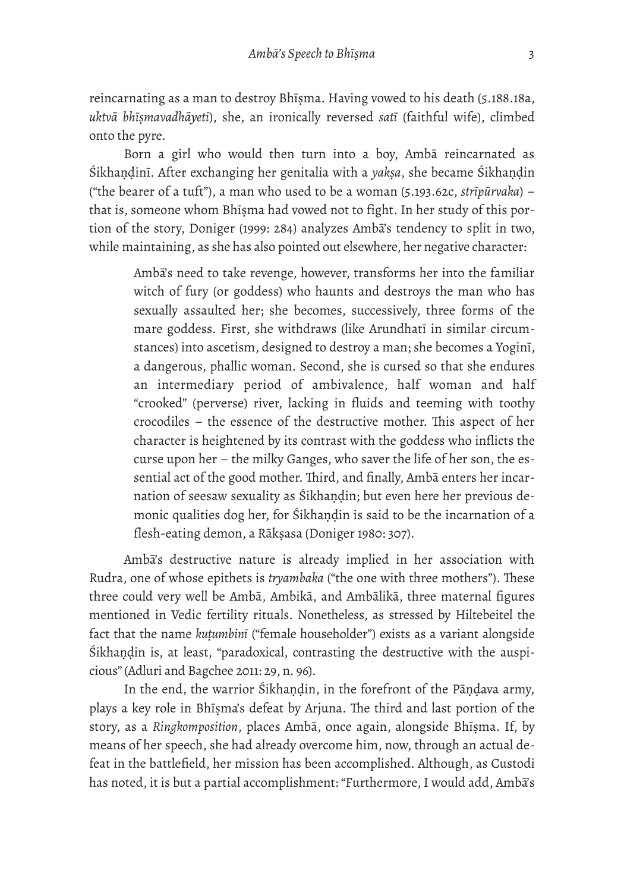reincarnating as a man to destroy Bhīṣma. Having vowed to his death (5.188.18a, *uktvā bhīṣmavadhāyeti*), she, an ironically reversed *satī* (faithful wife), climbed onto the pyre.

Born a girl who would then turn into a boy, Ambā reincarnated as Śikhaṇḍinī. After exchanging her genitalia with a *yakṣa*, she became Śikhaṇḍin ("the bearer of a tuft"), a man who used to be a woman (5.193.62c, *strīpūrvaka*) – that is, someone whom Bhīṣma had vowed not to fight. In her study of this portion of the story, Doniger (1999: 284) analyzes Ambā's tendency to split in two, while maintaining, as she has also pointed out elsewhere, her negative character:

> Ambā's need to take revenge, however, transforms her into the familiar witch of fury (or goddess) who haunts and destroys the man who has sexually assaulted her; she becomes, successively, three forms of the mare goddess. First, she withdraws (like Arundhatī in similar circumstances) into ascetism, designed to destroy a man; she becomes a Yoginī, a dangerous, phallic woman. Second, she is cursed so that she endures an intermediary period of ambivalence, half woman and half "crooked" (perverse) river, lacking in fluids and teeming with toothy crocodiles – the essence of the destructive mother. This aspect of her character is heightened by its contrast with the goddess who inflicts the curse upon her – the milky Ganges, who saver the life of her son, the essential act of the good mother. Third, and finally, Ambā enters her incarnation of seesaw sexuality as Śikhaṇḍin; but even here her previous demonic qualities dog her, for Śikhaṇḍin is said to be the incarnation of a flesh-eating demon, a Rākṣasa (Doniger 1980: 307).

Ambā's destructive nature is already implied in her association with Rudra, one of whose epithets is *tryambaka* ("the one with three mothers"). These three could very well be Ambā, Ambikā, and Ambālikā, three maternal figures mentioned in Vedic fertility rituals. Nonetheless, as stressed by Hiltebeitel the fact that the name *kuṭumbinī* ("female householder") exists as a variant alongside Śikhaṇḍin is, at least, "paradoxical, contrasting the destructive with the auspicious" (Adluri and Bagchee 2011: 29, n. 96).

In the end, the warrior Śikhaṇḍin, in the forefront of the Pāṇḍava army, plays a key role in Bhīṣma's defeat by Arjuna. The third and last portion of the story, as a *Ringkomposition*, places Ambā, once again, alongside Bhīṣma. If, by means of her speech, she had already overcome him, now, through an actual defeat in the battlefield, her mission has been accomplished. Although, as Custodi has noted, it is but a partial accomplishment: "Furthermore, I would add, Ambā's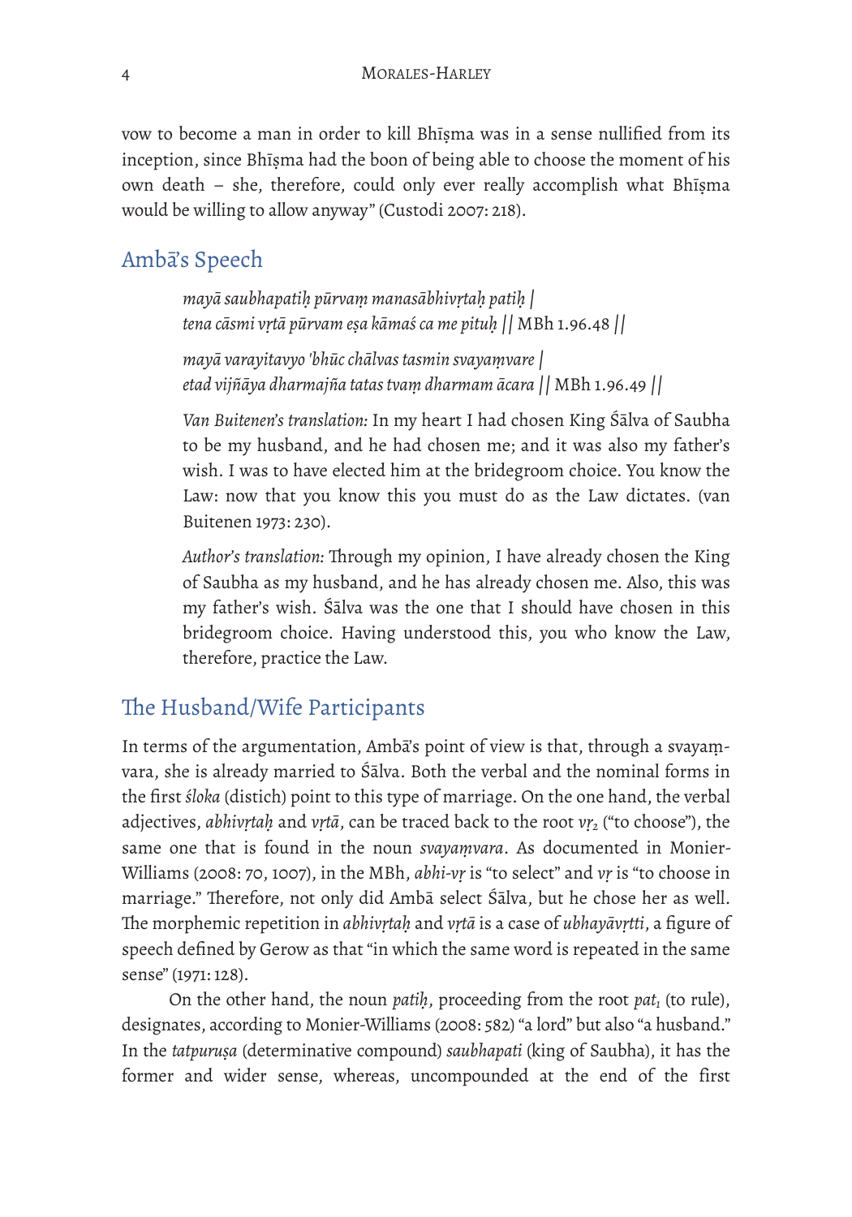vow to become a man in order to kill Bhīṣma was in a sense nullified from its inception, since Bhīṣma had the boon of being able to choose the moment of his own death – she, therefore, could only ever really accomplish what Bhīṣma would be willing to allow anyway" (Custodi 2007: 218).

## Ambā's Speech

> *mayā saubhapatiḥ pūrvaṃ manasābhivṛtaḥ patiḥ |*
> *tena cāsmi vṛtā pūrvam eṣa kāmaś ca me pituḥ ||* MBh 1.96.48 ||
>
> *mayā varayitavyo 'bhūc chālvas tasmin svayaṃvare |*
> *etad vijñāya dharmajña tatas tvaṃ dharmam ācara ||* MBh 1.96.49 ||
>
> *Van Buitenen's translation:* In my heart I had chosen King Śālva of Saubha to be my husband, and he had chosen me; and it was also my father's wish. I was to have elected him at the bridegroom choice. You know the Law: now that you know this you must do as the Law dictates. (van Buitenen 1973: 230).
>
> *Author's translation:* Through my opinion, I have already chosen the King of Saubha as my husband, and he has already chosen me. Also, this was my father's wish. Śālva was the one that I should have chosen in this bridegroom choice. Having understood this, you who know the Law, therefore, practice the Law.

## The Husband/Wife Participants

In terms of the argumentation, Ambā's point of view is that, through a svayaṃvara, she is already married to Śālva. Both the verbal and the nominal forms in the first *śloka* (distich) point to this type of marriage. On the one hand, the verbal adjectives, *abhivṛtaḥ* and *vṛtā*, can be traced back to the root *vṛ*$_2$ ("to choose"), the same one that is found in the noun *svayaṃvara*. As documented in Monier-Williams (2008: 70, 1007), in the MBh, *abhi-vṛ* is "to select" and *vṛ* is "to choose in marriage." Therefore, not only did Ambā select Śālva, but he chose her as well. The morphemic repetition in *abhivṛtaḥ* and *vṛtā* is a case of *ubhayāvṛtti*, a figure of speech defined by Gerow as that "in which the same word is repeated in the same sense" (1971: 128).

On the other hand, the noun *patiḥ*, proceeding from the root *pat*$_1$ (to rule), designates, according to Monier-Williams (2008: 582) "a lord" but also "a husband." In the *tatpuruṣa* (determinative compound) *saubhapati* (king of Saubha), it has the former and wider sense, whereas, uncompounded at the end of the first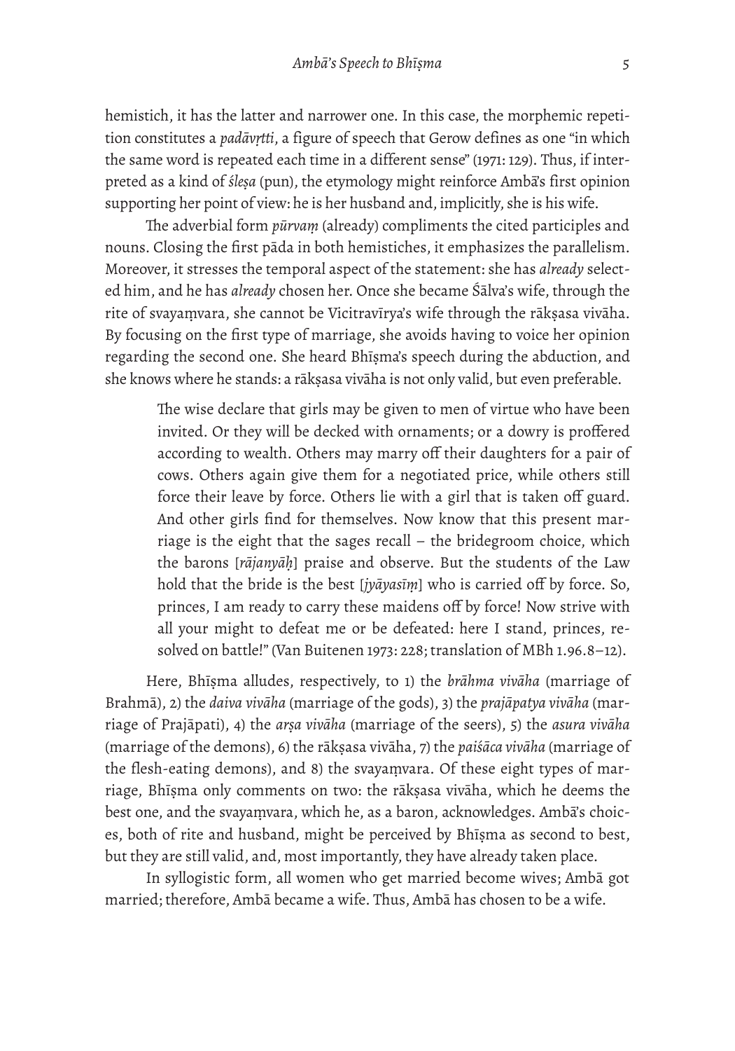hemistich, it has the latter and narrower one. In this case, the morphemic repetition constitutes a *padāvṛtti*, a figure of speech that Gerow defines as one "in which the same word is repeated each time in a different sense" (1971: 129). Thus, if interpreted as a kind of *śleṣa* (pun), the etymology might reinforce Ambā's first opinion supporting her point of view: he is her husband and, implicitly, she is his wife.

The adverbial form *pūrvaṃ* (already) compliments the cited participles and nouns. Closing the first pāda in both hemistiches, it emphasizes the parallelism. Moreover, it stresses the temporal aspect of the statement: she has *already* selected him, and he has *already* chosen her. Once she became Śālva's wife, through the rite of svayaṃvara, she cannot be Vicitravīrya's wife through the rākṣasa vivāha. By focusing on the first type of marriage, she avoids having to voice her opinion regarding the second one. She heard Bhīṣma's speech during the abduction, and she knows where he stands: a rākṣasa vivāha is not only valid, but even preferable.

> The wise declare that girls may be given to men of virtue who have been invited. Or they will be decked with ornaments; or a dowry is proffered according to wealth. Others may marry off their daughters for a pair of cows. Others again give them for a negotiated price, while others still force their leave by force. Others lie with a girl that is taken off guard. And other girls find for themselves. Now know that this present marriage is the eight that the sages recall – the bridegroom choice, which the barons [*rājanyāḥ*] praise and observe. But the students of the Law hold that the bride is the best [*jyāyasīṃ*] who is carried off by force. So, princes, I am ready to carry these maidens off by force! Now strive with all your might to defeat me or be defeated: here I stand, princes, resolved on battle!" (Van Buitenen 1973: 228; translation of MBh 1.96.8–12).

Here, Bhīṣma alludes, respectively, to 1) the *brāhma vivāha* (marriage of Brahmā), 2) the *daiva vivāha* (marriage of the gods), 3) the *prajāpatya vivāha* (marriage of Prajāpati), 4) the *arṣa vivāha* (marriage of the seers), 5) the *asura vivāha* (marriage of the demons), 6) the rākṣasa vivāha, 7) the *paiśāca vivāha* (marriage of the flesh-eating demons), and 8) the svayaṃvara. Of these eight types of marriage, Bhīṣma only comments on two: the rākṣasa vivāha, which he deems the best one, and the svayaṃvara, which he, as a baron, acknowledges. Ambā's choices, both of rite and husband, might be perceived by Bhīṣma as second to best, but they are still valid, and, most importantly, they have already taken place.

In syllogistic form, all women who get married become wives; Ambā got married; therefore, Ambā became a wife. Thus, Ambā has chosen to be a wife.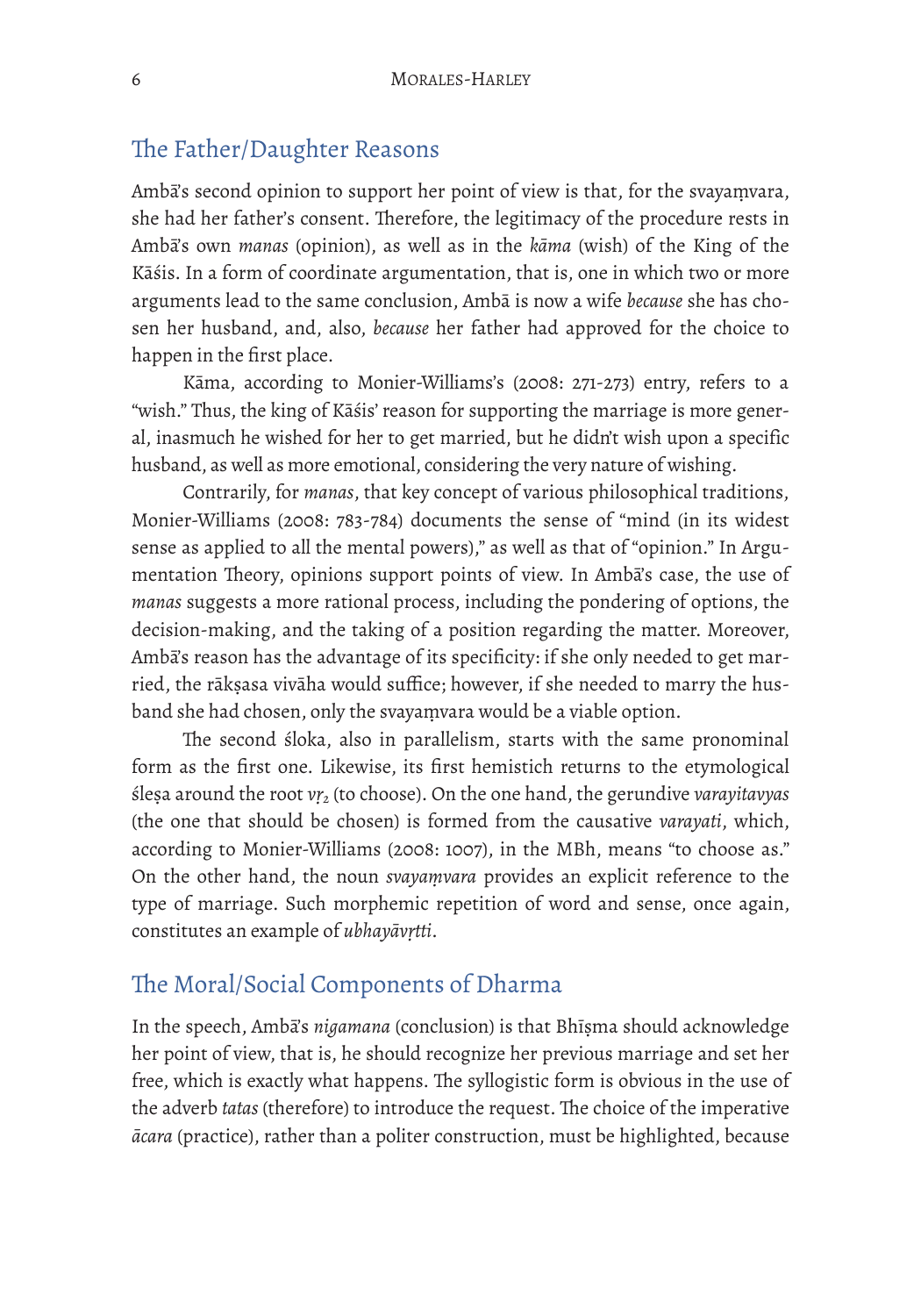## The Father/Daughter Reasons

Ambā's second opinion to support her point of view is that, for the svayaṃvara, she had her father's consent. Therefore, the legitimacy of the procedure rests in Ambā's own *manas* (opinion), as well as in the *kāma* (wish) of the King of the Kāśis. In a form of coordinate argumentation, that is, one in which two or more arguments lead to the same conclusion, Ambā is now a wife *because* she has chosen her husband, and, also, *because* her father had approved for the choice to happen in the first place.

Kāma, according to Monier-Williams's (2008: 271-273) entry, refers to a "wish." Thus, the king of Kāśis' reason for supporting the marriage is more general, inasmuch he wished for her to get married, but he didn't wish upon a specific husband, as well as more emotional, considering the very nature of wishing.

Contrarily, for *manas*, that key concept of various philosophical traditions, Monier-Williams (2008: 783-784) documents the sense of "mind (in its widest sense as applied to all the mental powers)," as well as that of "opinion." In Argumentation Theory, opinions support points of view. In Ambā's case, the use of *manas* suggests a more rational process, including the pondering of options, the decision-making, and the taking of a position regarding the matter. Moreover, Ambā's reason has the advantage of its specificity: if she only needed to get married, the rākṣasa vivāha would suffice; however, if she needed to marry the husband she had chosen, only the svayaṃvara would be a viable option.

The second śloka, also in parallelism, starts with the same pronominal form as the first one. Likewise, its first hemistich returns to the etymological śleṣa around the root *vṛ*$_2$ (to choose). On the one hand, the gerundive *varayitavyas* (the one that should be chosen) is formed from the causative *varayati*, which, according to Monier-Williams (2008: 1007), in the MBh, means "to choose as." On the other hand, the noun *svayaṃvara* provides an explicit reference to the type of marriage. Such morphemic repetition of word and sense, once again, constitutes an example of *ubhayāvṛtti*.

## The Moral/Social Components of Dharma

In the speech, Ambā's *nigamana* (conclusion) is that Bhīṣma should acknowledge her point of view, that is, he should recognize her previous marriage and set her free, which is exactly what happens. The syllogistic form is obvious in the use of the adverb *tatas* (therefore) to introduce the request. The choice of the imperative *ācara* (practice), rather than a politer construction, must be highlighted, because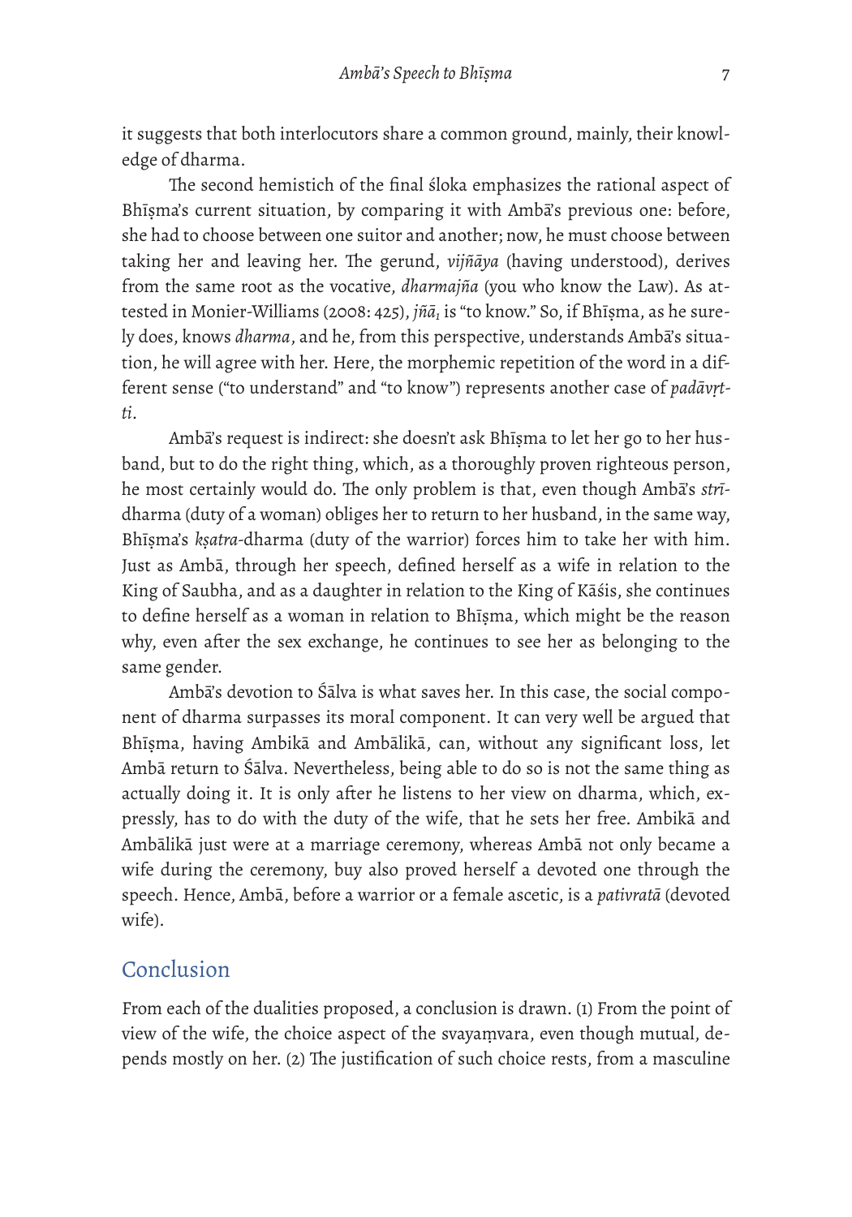it suggests that both interlocutors share a common ground, mainly, their knowledge of dharma.

The second hemistich of the final śloka emphasizes the rational aspect of Bhīṣma's current situation, by comparing it with Ambā's previous one: before, she had to choose between one suitor and another; now, he must choose between taking her and leaving her. The gerund, *vijñāya* (having understood), derives from the same root as the vocative, *dharmajña* (you who know the Law). As attested in Monier-Williams (2008: 425), *jñā*$_1$ is "to know." So, if Bhīṣma, as he surely does, knows *dharma*, and he, from this perspective, understands Ambā's situation, he will agree with her. Here, the morphemic repetition of the word in a different sense ("to understand" and "to know") represents another case of *padāvṛtti*.

Ambā's request is indirect: she doesn't ask Bhīṣma to let her go to her husband, but to do the right thing, which, as a thoroughly proven righteous person, he most certainly would do. The only problem is that, even though Ambā's *strī*-dharma (duty of a woman) obliges her to return to her husband, in the same way, Bhīṣma's *kṣatra*-dharma (duty of the warrior) forces him to take her with him. Just as Ambā, through her speech, defined herself as a wife in relation to the King of Saubha, and as a daughter in relation to the King of Kāśis, she continues to define herself as a woman in relation to Bhīṣma, which might be the reason why, even after the sex exchange, he continues to see her as belonging to the same gender.

Ambā's devotion to Śālva is what saves her. In this case, the social component of dharma surpasses its moral component. It can very well be argued that Bhīṣma, having Ambikā and Ambālikā, can, without any significant loss, let Ambā return to Śālva. Nevertheless, being able to do so is not the same thing as actually doing it. It is only after he listens to her view on dharma, which, expressly, has to do with the duty of the wife, that he sets her free. Ambikā and Ambālikā just were at a marriage ceremony, whereas Ambā not only became a wife during the ceremony, buy also proved herself a devoted one through the speech. Hence, Ambā, before a warrior or a female ascetic, is a *pativratā* (devoted wife).

## Conclusion

From each of the dualities proposed, a conclusion is drawn. (1) From the point of view of the wife, the choice aspect of the svayaṃvara, even though mutual, depends mostly on her. (2) The justification of such choice rests, from a masculine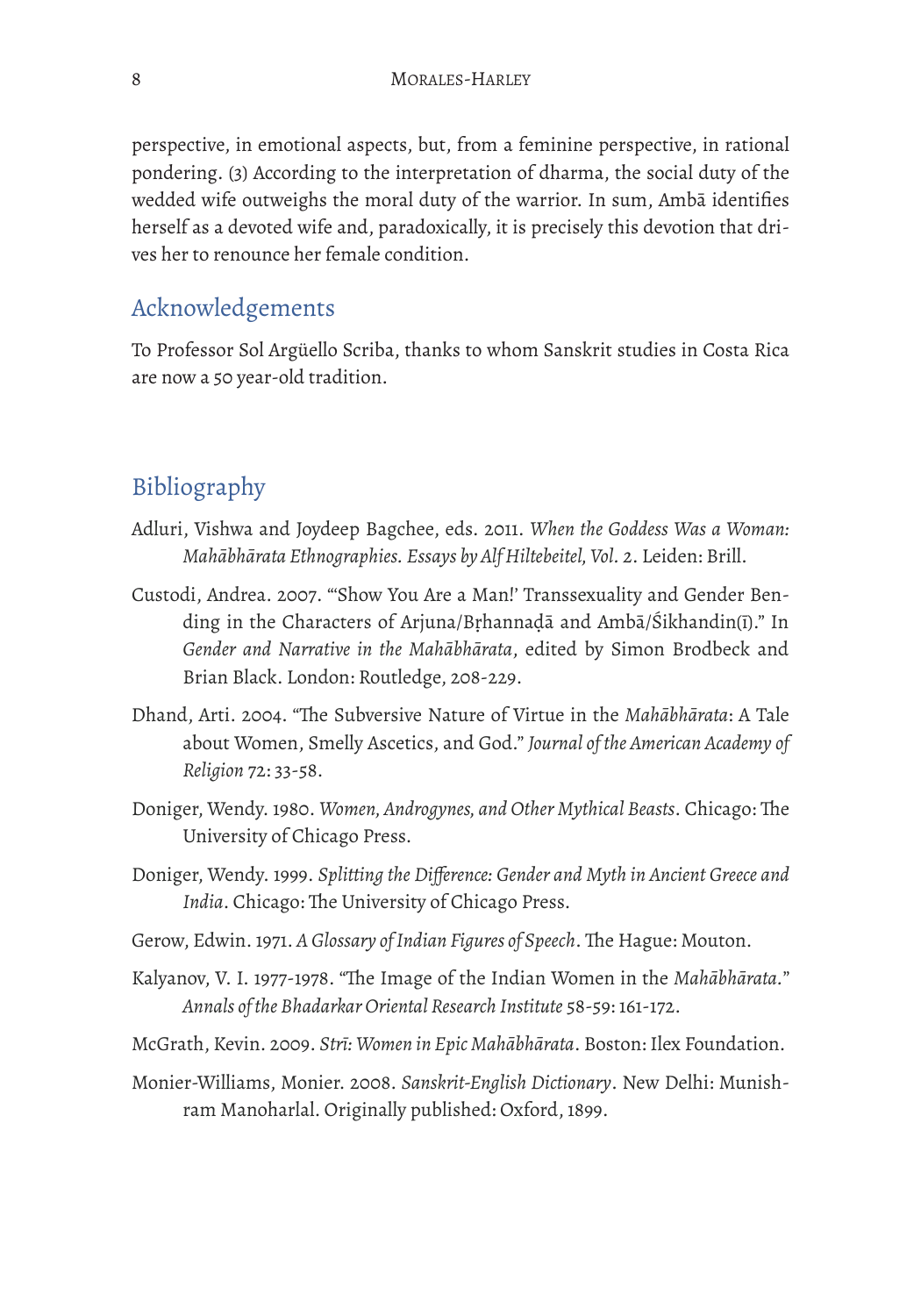perspective, in emotional aspects, but, from a feminine perspective, in rational pondering. (3) According to the interpretation of dharma, the social duty of the wedded wife outweighs the moral duty of the warrior. In sum, Ambā identifies herself as a devoted wife and, paradoxically, it is precisely this devotion that drives her to renounce her female condition.

## Acknowledgements

To Professor Sol Argüello Scriba, thanks to whom Sanskrit studies in Costa Rica are now a 50 year-old tradition.

## Bibliography

Adluri, Vishwa and Joydeep Bagchee, eds. 2011. *When the Goddess Was a Woman: Mahābhārata Ethnographies. Essays by Alf Hiltebeitel, Vol. 2*. Leiden: Brill.

Custodi, Andrea. 2007. "'Show You Are a Man!' Transsexuality and Gender Bending in the Characters of Arjuna/Bṛhannaḍā and Ambā/Śikhandin(ī)." In *Gender and Narrative in the Mahābhārata*, edited by Simon Brodbeck and Brian Black. London: Routledge, 208-229.

Dhand, Arti. 2004. "The Subversive Nature of Virtue in the *Mahābhārata*: A Tale about Women, Smelly Ascetics, and God." *Journal of the American Academy of Religion* 72: 33-58.

Doniger, Wendy. 1980. *Women, Androgynes, and Other Mythical Beasts*. Chicago: The University of Chicago Press.

Doniger, Wendy. 1999. *Splitting the Difference: Gender and Myth in Ancient Greece and India*. Chicago: The University of Chicago Press.

Gerow, Edwin. 1971. *A Glossary of Indian Figures of Speech*. The Hague: Mouton.

Kalyanov, V. I. 1977-1978. "The Image of the Indian Women in the *Mahābhārata*." *Annals of the Bhadarkar Oriental Research Institute* 58-59: 161-172.

McGrath, Kevin. 2009. *Strī: Women in Epic Mahābhārata*. Boston: Ilex Foundation.

Monier-Williams, Monier. 2008. *Sanskrit-English Dictionary*. New Delhi: Munishram Manoharlal. Originally published: Oxford, 1899.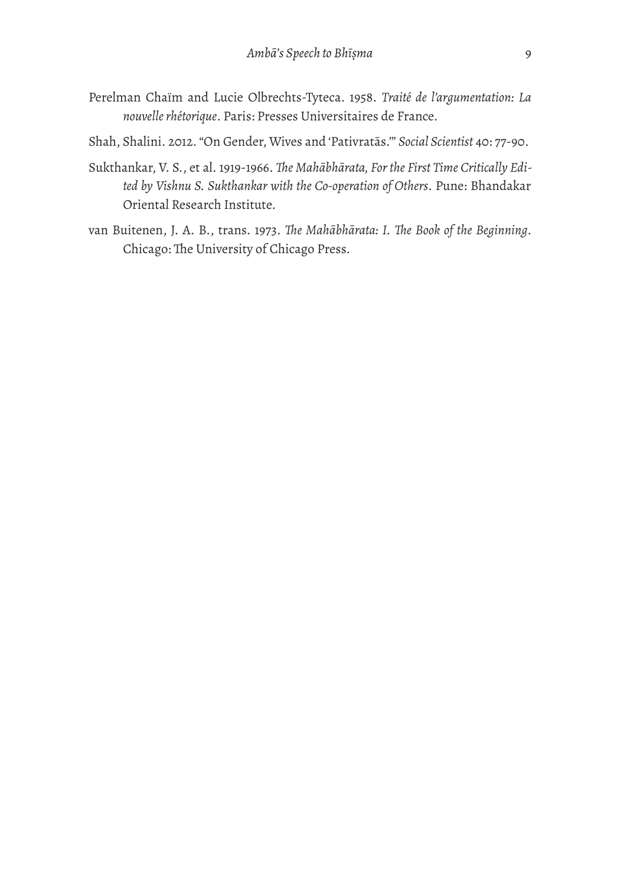Perelman Chaïm and Lucie Olbrechts-Tyteca. 1958. *Traité de l'argumentation: La nouvelle rhétorique*. Paris: Presses Universitaires de France.

Shah, Shalini. 2012. "On Gender, Wives and 'Pativratās.'" *Social Scientist* 40: 77-90.

Sukthankar, V. S., et al. 1919-1966. *The Mahābhārata, For the First Time Critically Edited by Vishnu S. Sukthankar with the Co-operation of Others*. Pune: Bhandakar Oriental Research Institute.

van Buitenen, J. A. B., trans. 1973. *The Mahābhārata: I. The Book of the Beginning*. Chicago: The University of Chicago Press.